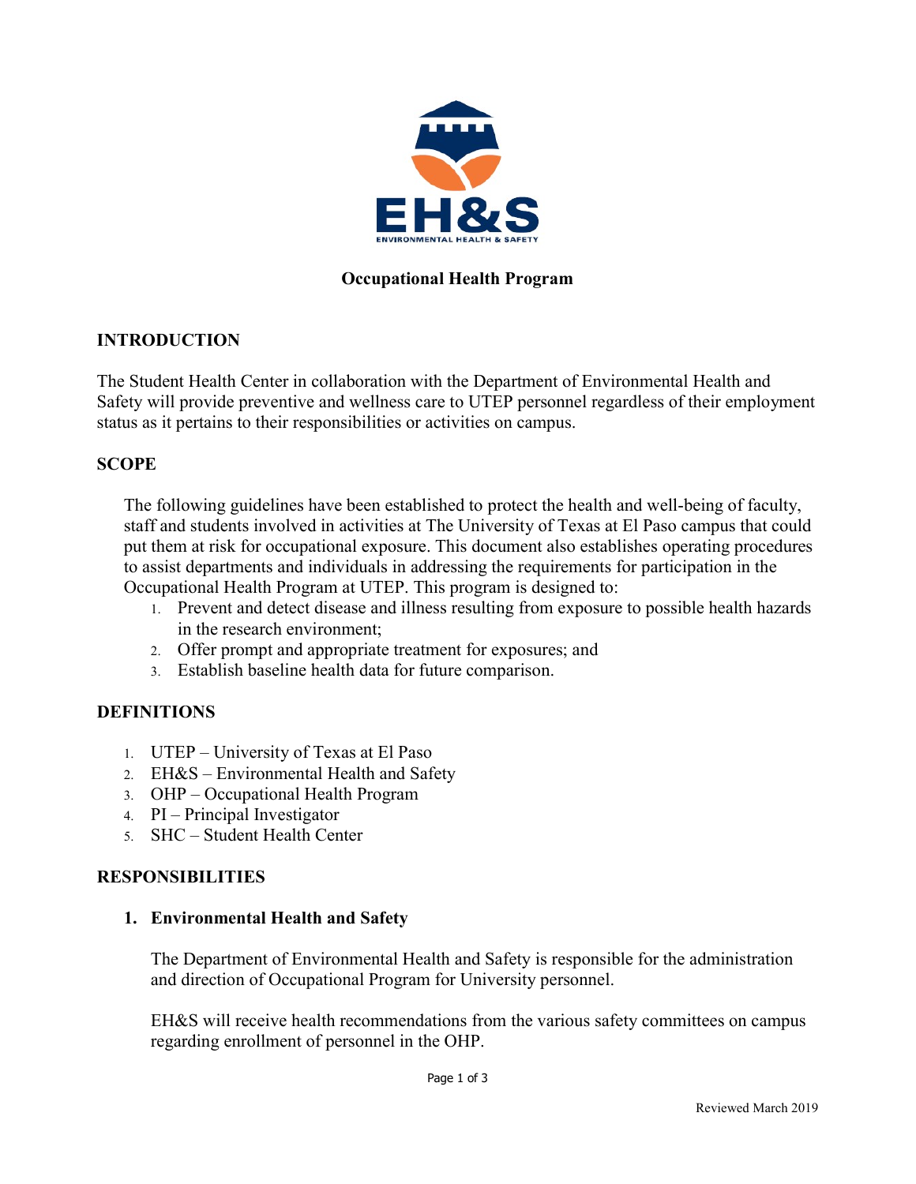# Occupational Health Program

## INTRODUCTION

The Student Health Center in collaboration with the Department of Environmental Health and Safety will provide preventive and wellness care to UTEP personnel regardless of their employment status as it pertains to their responsibilities or activities on campus.

## SCOPE

The following guidelines have been established to protect the health and well-being of faculty, staff and students involved in activities at The University of Texas at El Paso campus that could put them at risk for occupational exposure. This document also establishes operating procedures to assist departments and individuals in addressing the requirements for participation in the Occupational Health Program at UTEP. This program is designed to:

1. Prevent and detect disease and illness resulting from exposure to possible health hazards in the research environment;
2. Offer prompt and appropriate treatment for exposures; and
3. Establish baseline health data for future comparison.

## DEFINITIONS

1. UTEP – University of Texas at El Paso
2. EH&S – Environmental Health and Safety
3. OHP – Occupational Health Program
4. PI – Principal Investigator
5. SHC – Student Health Center

## RESPONSIBILITIES

### 1. Environmental Health and Safety

The Department of Environmental Health and Safety is responsible for the administration and direction of Occupational Program for University personnel.

EH&S will receive health recommendations from the various safety committees on campus regarding enrollment of personnel in the OHP.

Reviewed March 2019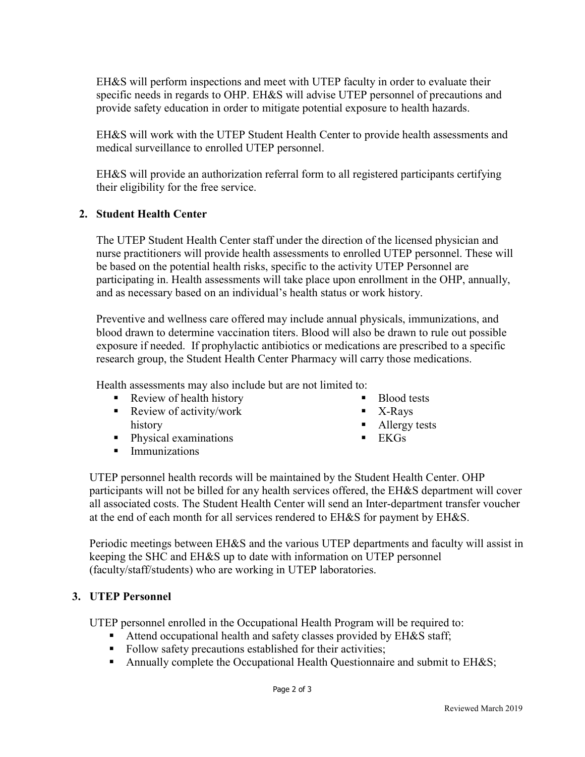EH&S will perform inspections and meet with UTEP faculty in order to evaluate their specific needs in regards to OHP. EH&S will advise UTEP personnel of precautions and provide safety education in order to mitigate potential exposure to health hazards.

EH&S will work with the UTEP Student Health Center to provide health assessments and medical surveillance to enrolled UTEP personnel.

EH&S will provide an authorization referral form to all registered participants certifying their eligibility for the free service.

**2. Student Health Center**

The UTEP Student Health Center staff under the direction of the licensed physician and nurse practitioners will provide health assessments to enrolled UTEP personnel. These will be based on the potential health risks, specific to the activity UTEP Personnel are participating in. Health assessments will take place upon enrollment in the OHP, annually, and as necessary based on an individual's health status or work history.

Preventive and wellness care offered may include annual physicals, immunizations, and blood drawn to determine vaccination titers. Blood will also be drawn to rule out possible exposure if needed. If prophylactic antibiotics or medications are prescribed to a specific research group, the Student Health Center Pharmacy will carry those medications.

Health assessments may also include but are not limited to:

- Review of health history
- Review of activity/work history
- Physical examinations
- Immunizations
- Blood tests
- X-Rays
- Allergy tests
- EKGs

UTEP personnel health records will be maintained by the Student Health Center. OHP participants will not be billed for any health services offered, the EH&S department will cover all associated costs. The Student Health Center will send an Inter-department transfer voucher at the end of each month for all services rendered to EH&S for payment by EH&S.

Periodic meetings between EH&S and the various UTEP departments and faculty will assist in keeping the SHC and EH&S up to date with information on UTEP personnel (faculty/staff/students) who are working in UTEP laboratories.

**3. UTEP Personnel**

UTEP personnel enrolled in the Occupational Health Program will be required to:

- Attend occupational health and safety classes provided by EH&S staff;
- Follow safety precautions established for their activities;
- Annually complete the Occupational Health Questionnaire and submit to EH&S;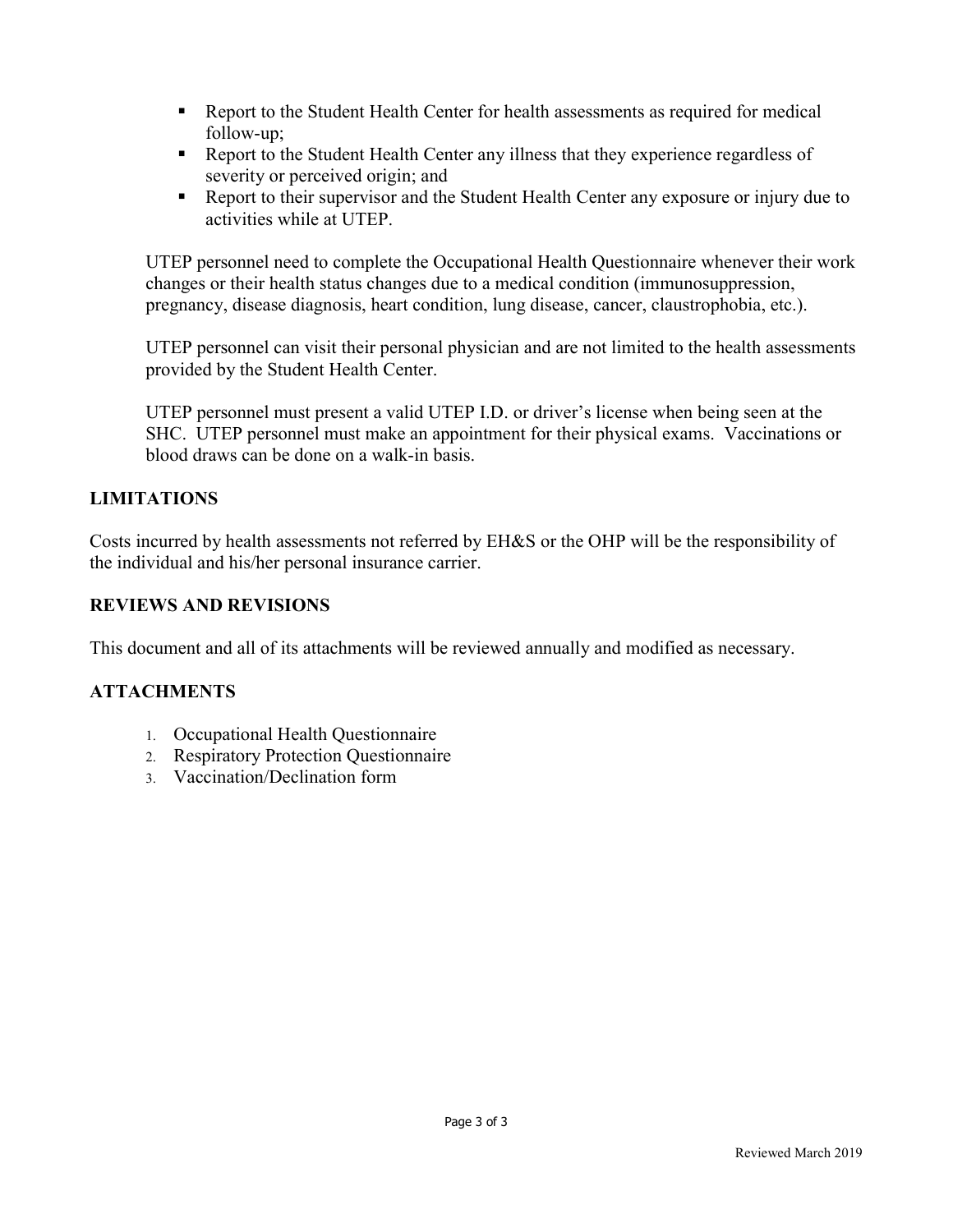- Report to the Student Health Center for health assessments as required for medical follow-up;
- Report to the Student Health Center any illness that they experience regardless of severity or perceived origin; and
- Report to their supervisor and the Student Health Center any exposure or injury due to activities while at UTEP.

UTEP personnel need to complete the Occupational Health Questionnaire whenever their work changes or their health status changes due to a medical condition (immunosuppression, pregnancy, disease diagnosis, heart condition, lung disease, cancer, claustrophobia, etc.).

UTEP personnel can visit their personal physician and are not limited to the health assessments provided by the Student Health Center.

UTEP personnel must present a valid UTEP I.D. or driver's license when being seen at the SHC. UTEP personnel must make an appointment for their physical exams. Vaccinations or blood draws can be done on a walk-in basis.

## LIMITATIONS

Costs incurred by health assessments not referred by EH&S or the OHP will be the responsibility of the individual and his/her personal insurance carrier.

## REVIEWS AND REVISIONS

This document and all of its attachments will be reviewed annually and modified as necessary.

## ATTACHMENTS

1. Occupational Health Questionnaire
2. Respiratory Protection Questionnaire
3. Vaccination/Declination form

Reviewed March 2019